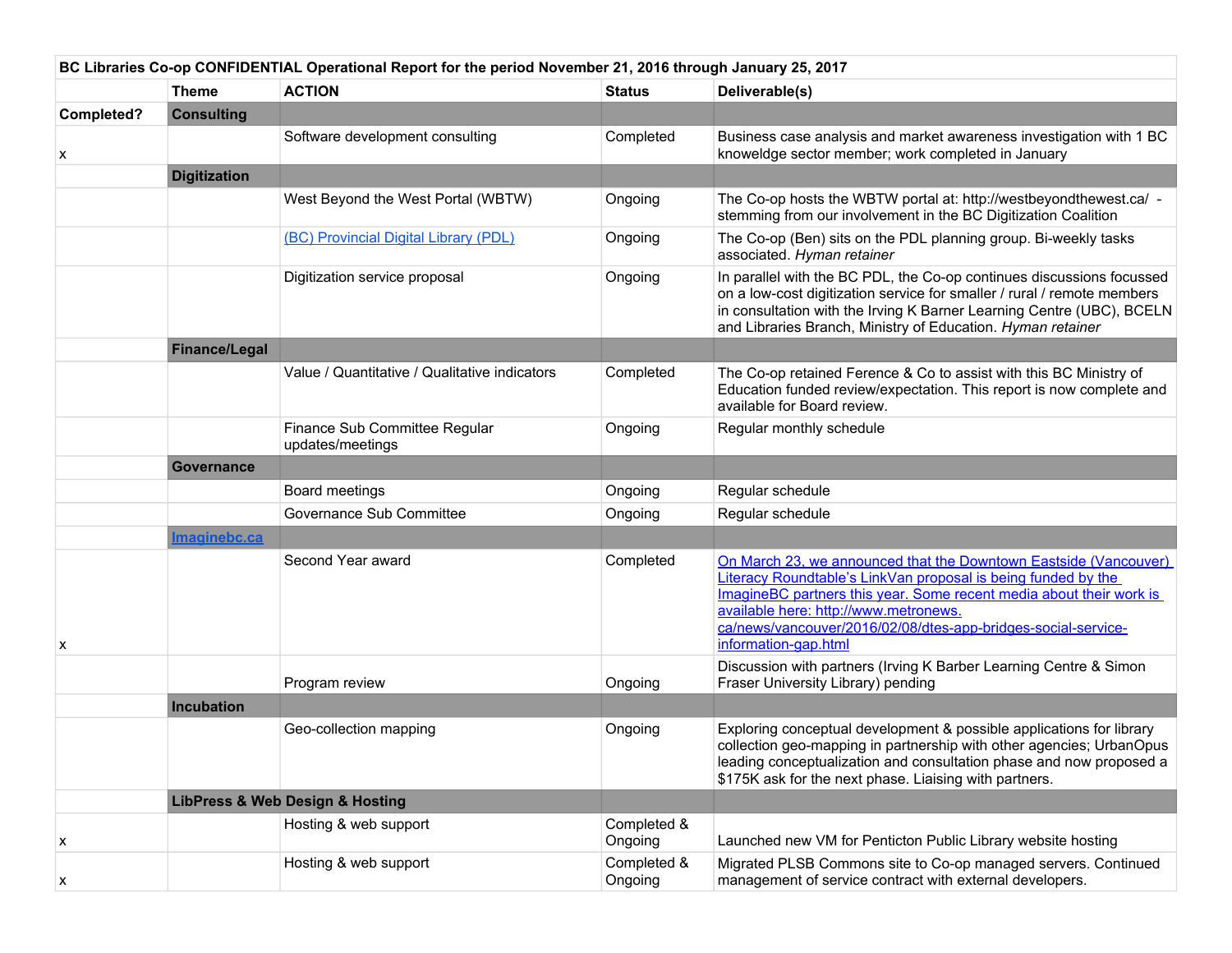| BC Libraries Co-op CONFIDENTIAL Operational Report for the period November 21, 2016 through January 25, 2017 | | | | |
|---|---|---|---|---|
| | **Theme** | **ACTION** | **Status** | **Deliverable(s)** |
| **Completed?** | **Consulting** | | | |
| x | | Software development consulting | Completed | Business case analysis and market awareness investigation with 1 BC knoweldge sector member; work completed in January |
| | **Digitization** | | | |
| | | West Beyond the West Portal (WBTW) | Ongoing | The Co-op hosts the WBTW portal at: http://westbeyondthewest.ca/ - stemming from our involvement in the BC Digitization Coalition |
| | | [(BC) Provincial Digital Library (PDL)]() | Ongoing | The Co-op (Ben) sits on the PDL planning group. Bi-weekly tasks associated. *Hyman retainer* |
| | | Digitization service proposal | Ongoing | In parallel with the BC PDL, the Co-op continues discussions focussed on a low-cost digitization service for smaller / rural / remote members in consultation with the Irving K Barner Learning Centre (UBC), BCELN and Libraries Branch, Ministry of Education. *Hyman retainer* |
| | **Finance/Legal** | | | |
| | | Value / Quantitative / Qualitative indicators | Completed | The Co-op retained Ference & Co to assist with this BC Ministry of Education funded review/expectation. This report is now complete and available for Board review. |
| | | Finance Sub Committee Regular updates/meetings | Ongoing | Regular monthly schedule |
| | **Governance** | | | |
| | | Board meetings | Ongoing | Regular schedule |
| | | Governance Sub Committee | Ongoing | Regular schedule |
| | **[Imaginebc.ca]()** | | | |
| x | | Second Year award | Completed | [On March 23, we announced that the Downtown Eastside (Vancouver) Literacy Roundtable's LinkVan proposal is being funded by the ImagineBC partners this year. Some recent media about their work is available here: http://www.metronews.ca/news/vancouver/2016/02/08/dtes-app-bridges-social-service-information-gap.html]() |
| | | Program review | Ongoing | Discussion with partners (Irving K Barber Learning Centre & Simon Fraser University Library) pending |
| | **Incubation** | | | |
| | | Geo-collection mapping | Ongoing | Exploring conceptual development & possible applications for library collection geo-mapping in partnership with other agencies; UrbanOpus leading conceptualization and consultation phase and now proposed a $175K ask for the next phase. Liaising with partners. |
| | **LibPress & Web Design & Hosting** | | | |
| x | | Hosting & web support | Completed & Ongoing | Launched new VM for Penticton Public Library website hosting |
| x | | Hosting & web support | Completed & Ongoing | Migrated PLSB Commons site to Co-op managed servers. Continued management of service contract with external developers. |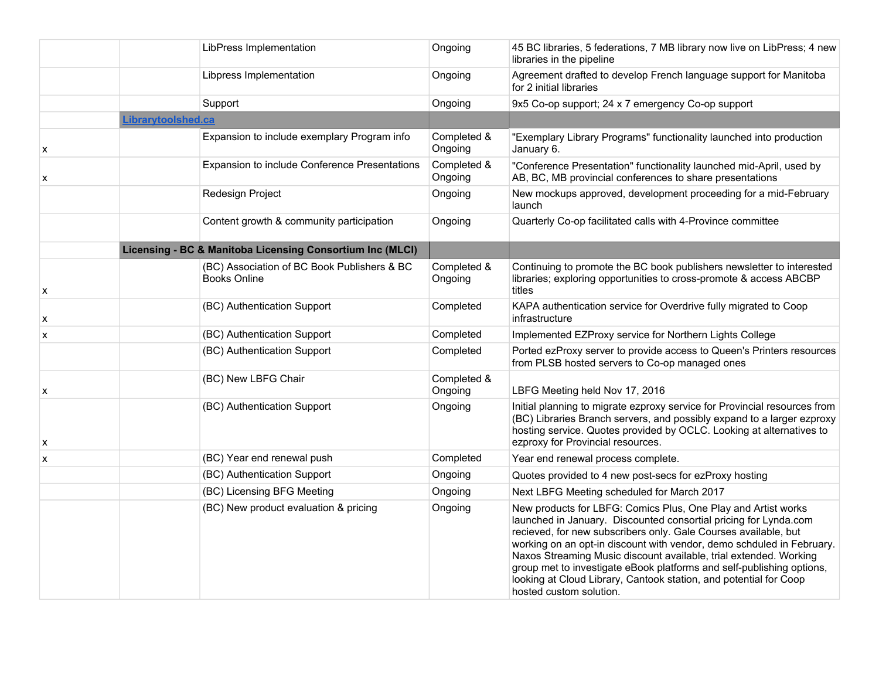|  |  |  |  |  |
|---|---|---|---|---|
|  |  | LibPress Implementation | Ongoing | 45 BC libraries, 5 federations, 7 MB library now live on LibPress; 4 new libraries in the pipeline |
|  |  | Libpress Implementation | Ongoing | Agreement drafted to develop French language support for Manitoba for 2 initial libraries |
|  |  | Support | Ongoing | 9x5 Co-op support; 24 x 7 emergency Co-op support |
|  | **Librarytoolshed.ca** |  |  |  |
| x |  | Expansion to include exemplary Program info | Completed & Ongoing | "Exemplary Library Programs" functionality launched into production January 6. |
| x |  | Expansion to include Conference Presentations | Completed & Ongoing | "Conference Presentation" functionality launched mid-April, used by AB, BC, MB provincial conferences to share presentations |
|  |  | Redesign Project | Ongoing | New mockups approved, development proceeding for a mid-February launch |
|  |  | Content growth & community participation | Ongoing | Quarterly Co-op facilitated calls with 4-Province committee |
|  | **Licensing - BC & Manitoba Licensing Consortium Inc (MLCI)** |  |  |  |
| x |  | (BC) Association of BC Book Publishers & BC Books Online | Completed & Ongoing | Continuing to promote the BC book publishers newsletter to interested libraries; exploring opportunities to cross-promote & access ABCBP titles |
| x |  | (BC) Authentication Support | Completed | KAPA authentication service for Overdrive fully migrated to Coop infrastructure |
| x |  | (BC) Authentication Support | Completed | Implemented EZProxy service for Northern Lights College |
|  |  | (BC) Authentication Support | Completed | Ported ezProxy server to provide access to Queen's Printers resources from PLSB hosted servers to Co-op managed ones |
| x |  | (BC) New LBFG Chair | Completed & Ongoing | LBFG Meeting held Nov 17, 2016 |
| x |  | (BC) Authentication Support | Ongoing | Initial planning to migrate ezproxy service for Provincial resources from (BC) Libraries Branch servers, and possibly expand to a larger ezproxy hosting service. Quotes provided by OCLC. Looking at alternatives to ezproxy for Provincial resources. |
| x |  | (BC) Year end renewal push | Completed | Year end renewal process complete. |
|  |  | (BC) Authentication Support | Ongoing | Quotes provided to 4 new post-secs for ezProxy hosting |
|  |  | (BC) Licensing BFG Meeting | Ongoing | Next LBFG Meeting scheduled for March 2017 |
|  |  | (BC) New product evaluation & pricing | Ongoing | New products for LBFG: Comics Plus, One Play and Artist works launched in January. Discounted consortial pricing for Lynda.com recieved, for new subscribers only. Gale Courses available, but working on an opt-in discount with vendor, demo schduled in February. Naxos Streaming Music discount available, trial extended. Working group met to investigate eBook platforms and self-publishing options, looking at Cloud Library, Cantook station, and potential for Coop hosted custom solution. |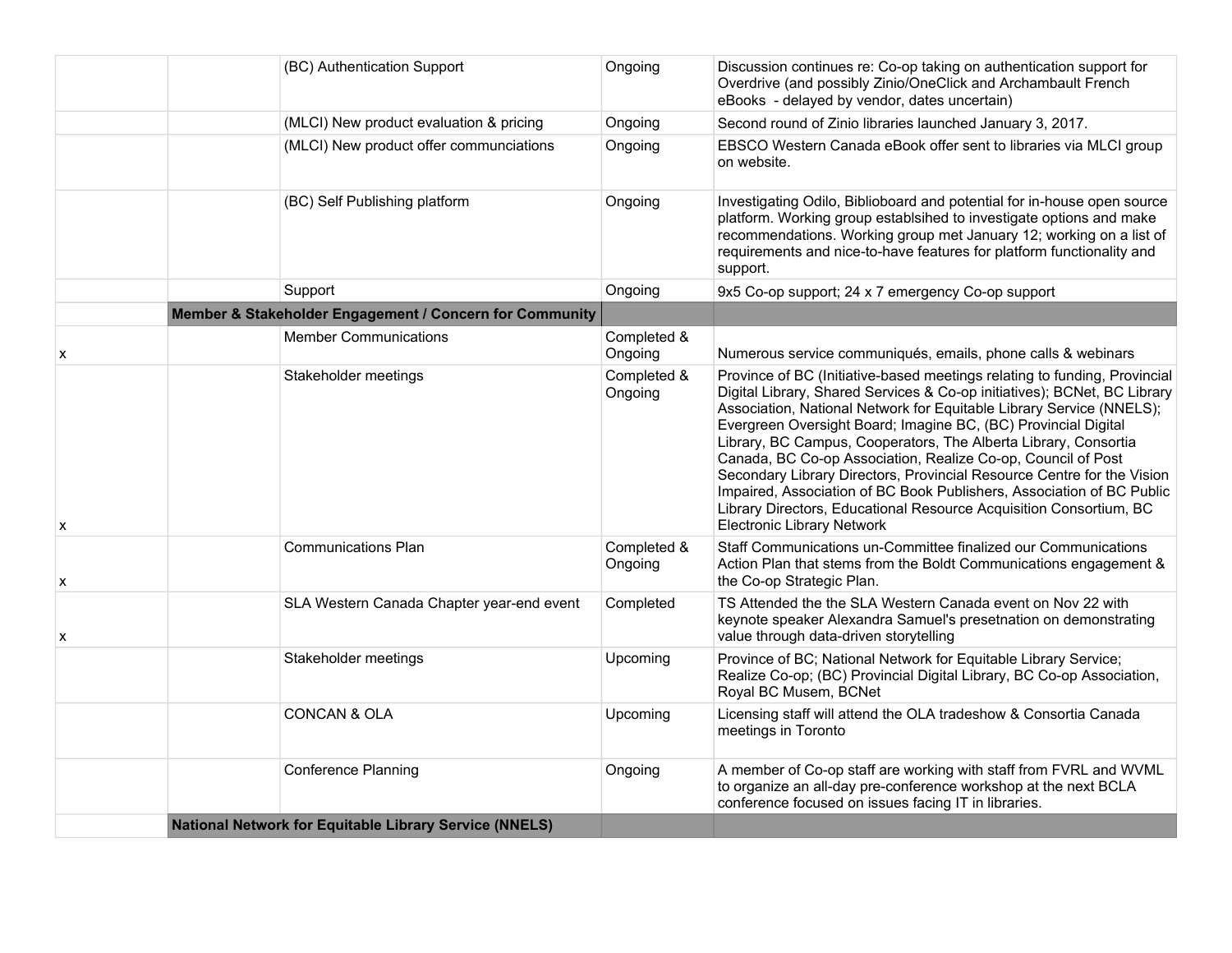| | | | | |
|---|---|---|---|---|
| | | (BC) Authentication Support | Ongoing | Discussion continues re: Co-op taking on authentication support for Overdrive (and possibly Zinio/OneClick and Archambault French eBooks - delayed by vendor, dates uncertain) |
| | | (MLCI) New product evaluation & pricing | Ongoing | Second round of Zinio libraries launched January 3, 2017. |
| | | (MLCI) New product offer communciations | Ongoing | EBSCO Western Canada eBook offer sent to libraries via MLCI group on website. |
| | | (BC) Self Publishing platform | Ongoing | Investigating Odilo, Biblioboard and potential for in-house open source platform. Working group establsihed to investigate options and make recommendations. Working group met January 12; working on a list of requirements and nice-to-have features for platform functionality and support. |
| | | Support | Ongoing | 9x5 Co-op support; 24 x 7 emergency Co-op support |
| | **Member & Stakeholder Engagement / Concern for Community** | | | |
| x | | Member Communications | Completed & Ongoing | Numerous service communiqués, emails, phone calls & webinars |
| x | | Stakeholder meetings | Completed & Ongoing | Province of BC (Initiative-based meetings relating to funding, Provincial Digital Library, Shared Services & Co-op initiatives); BCNet, BC Library Association, National Network for Equitable Library Service (NNELS); Evergreen Oversight Board; Imagine BC, (BC) Provincial Digital Library, BC Campus, Cooperators, The Alberta Library, Consortia Canada, BC Co-op Association, Realize Co-op, Council of Post Secondary Library Directors, Provincial Resource Centre for the Vision Impaired, Association of BC Book Publishers, Association of BC Public Library Directors, Educational Resource Acquisition Consortium, BC Electronic Library Network |
| x | | Communications Plan | Completed & Ongoing | Staff Communications un-Committee finalized our Communications Action Plan that stems from the Boldt Communications engagement & the Co-op Strategic Plan. |
| x | | SLA Western Canada Chapter year-end event | Completed | TS Attended the the SLA Western Canada event on Nov 22 with keynote speaker Alexandra Samuel's presetnation on demonstrating value through data-driven storytelling |
| | | Stakeholder meetings | Upcoming | Province of BC; National Network for Equitable Library Service; Realize Co-op; (BC) Provincial Digital Library, BC Co-op Association, Royal BC Musem, BCNet |
| | | CONCAN & OLA | Upcoming | Licensing staff will attend the OLA tradeshow & Consortia Canada meetings in Toronto |
| | | Conference Planning | Ongoing | A member of Co-op staff are working with staff from FVRL and WVML to organize an all-day pre-conference workshop at the next BCLA conference focused on issues facing IT in libraries. |
| | **National Network for Equitable Library Service (NNELS)** | | | |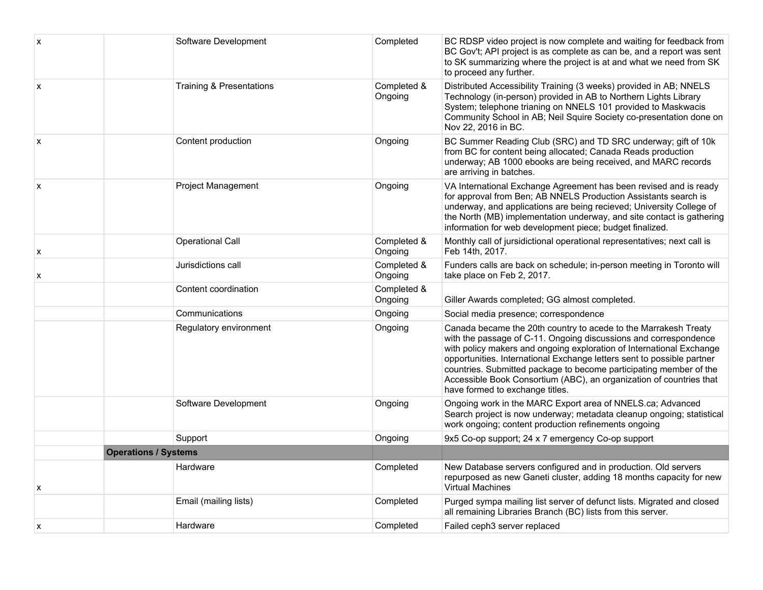| | | | | |
|---|---|---|---|---|
| x | | Software Development | Completed | BC RDSP video project is now complete and waiting for feedback from BC Gov't; API project is as complete as can be, and a report was sent to SK summarizing where the project is at and what we need from SK to proceed any further. |
| x | | Training & Presentations | Completed & Ongoing | Distributed Accessibility Training (3 weeks) provided in AB; NNELS Technology (in-person) provided in AB to Northern Lights Library System; telephone trianing on NNELS 101 provided to Maskwacis Community School in AB; Neil Squire Society co-presentation done on Nov 22, 2016 in BC. |
| x | | Content production | Ongoing | BC Summer Reading Club (SRC) and TD SRC underway; gift of 10k from BC for content being allocated; Canada Reads production underway; AB 1000 ebooks are being received, and MARC records are arriving in batches. |
| x | | Project Management | Ongoing | VA International Exchange Agreement has been revised and is ready for approval from Ben; AB NNELS Production Assistants search is underway, and applications are being recieved; University College of the North (MB) implementation underway, and site contact is gathering information for web development piece; budget finalized. |
| x | | Operational Call | Completed & Ongoing | Monthly call of jursidictional operational representatives; next call is Feb 14th, 2017. |
| x | | Jurisdictions call | Completed & Ongoing | Funders calls are back on schedule; in-person meeting in Toronto will take place on Feb 2, 2017. |
| | | Content coordination | Completed & Ongoing | Giller Awards completed; GG almost completed. |
| | | Communications | Ongoing | Social media presence; correspondence |
| | | Regulatory environment | Ongoing | Canada became the 20th country to acede to the Marrakesh Treaty with the passage of C-11. Ongoing discussions and correspondence with policy makers and ongoing exploration of International Exchange opportunities. International Exchange letters sent to possible partner countries. Submitted package to become participating member of the Accessible Book Consortium (ABC), an organization of countries that have formed to exchange titles. |
| | | Software Development | Ongoing | Ongoing work in the MARC Export area of NNELS.ca; Advanced Search project is now underway; metadata cleanup ongoing; statistical work ongoing; content production refinements ongoing |
| | | Support | Ongoing | 9x5 Co-op support; 24 x 7 emergency Co-op support |
| | **Operations / Systems** | | | |
| x | | Hardware | Completed | New Database servers configured and in production. Old servers repurposed as new Ganeti cluster, adding 18 months capacity for new Virtual Machines |
| | | Email (mailing lists) | Completed | Purged sympa mailing list server of defunct lists. Migrated and closed all remaining Libraries Branch (BC) lists from this server. |
| x | | Hardware | Completed | Failed ceph3 server replaced |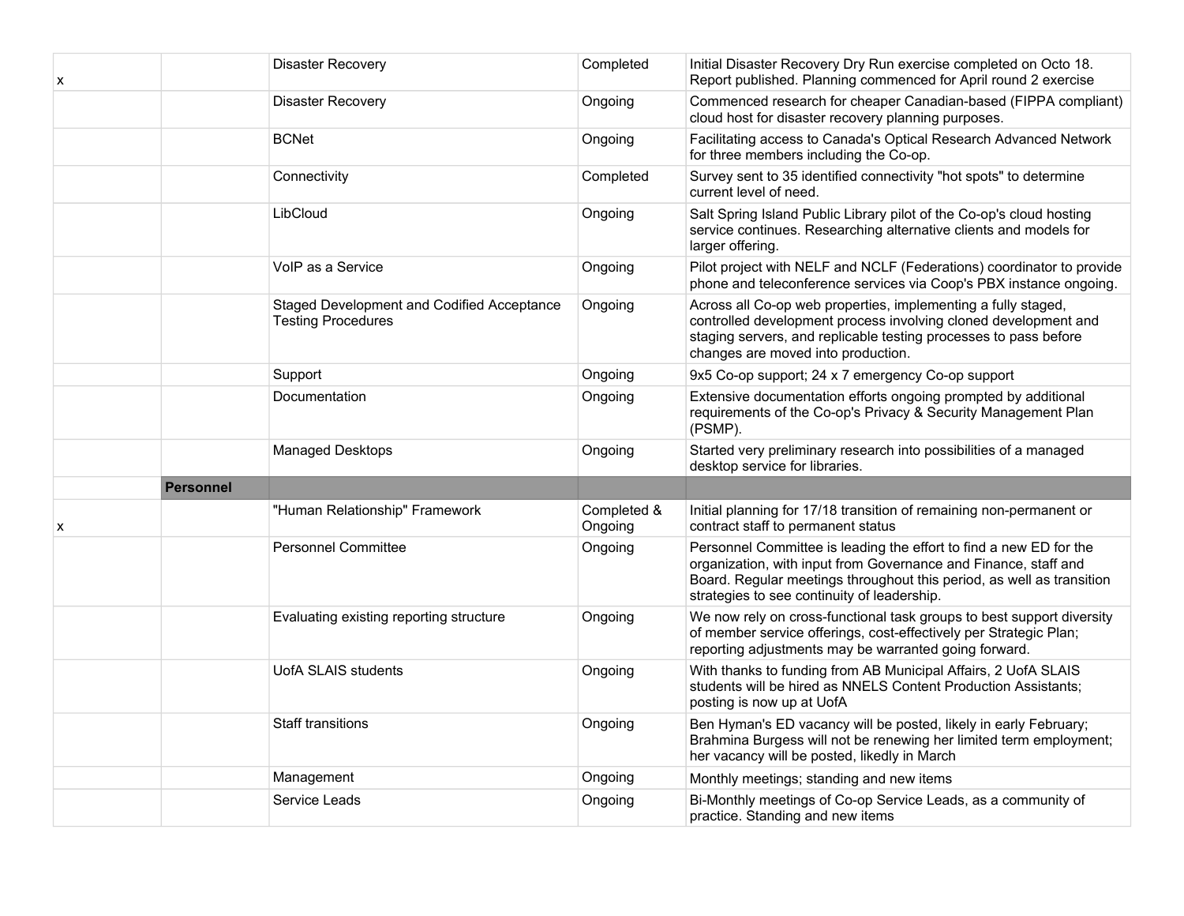| | | | | |
|---|---|---|---|---|
| x | | Disaster Recovery | Completed | Initial Disaster Recovery Dry Run exercise completed on Octo 18. Report published. Planning commenced for April round 2 exercise |
| | | Disaster Recovery | Ongoing | Commenced research for cheaper Canadian-based (FIPPA compliant) cloud host for disaster recovery planning purposes. |
| | | BCNet | Ongoing | Facilitating access to Canada's Optical Research Advanced Network for three members including the Co-op. |
| | | Connectivity | Completed | Survey sent to 35 identified connectivity "hot spots" to determine current level of need. |
| | | LibCloud | Ongoing | Salt Spring Island Public Library pilot of the Co-op's cloud hosting service continues. Researching alternative clients and models for larger offering. |
| | | VoIP as a Service | Ongoing | Pilot project with NELF and NCLF (Federations) coordinator to provide phone and teleconference services via Coop's PBX instance ongoing. |
| | | Staged Development and Codified Acceptance Testing Procedures | Ongoing | Across all Co-op web properties, implementing a fully staged, controlled development process involving cloned development and staging servers, and replicable testing processes to pass before changes are moved into production. |
| | | Support | Ongoing | 9x5 Co-op support; 24 x 7 emergency Co-op support |
| | | Documentation | Ongoing | Extensive documentation efforts ongoing prompted by additional requirements of the Co-op's Privacy & Security Management Plan (PSMP). |
| | | Managed Desktops | Ongoing | Started very preliminary research into possibilities of a managed desktop service for libraries. |
| | **Personnel** | | | |
| x | | "Human Relationship" Framework | Completed & Ongoing | Initial planning for 17/18 transition of remaining non-permanent or contract staff to permanent status |
| | | Personnel Committee | Ongoing | Personnel Committee is leading the effort to find a new ED for the organization, with input from Governance and Finance, staff and Board. Regular meetings throughout this period, as well as transition strategies to see continuity of leadership. |
| | | Evaluating existing reporting structure | Ongoing | We now rely on cross-functional task groups to best support diversity of member service offerings, cost-effectively per Strategic Plan; reporting adjustments may be warranted going forward. |
| | | UofA SLAIS students | Ongoing | With thanks to funding from AB Municipal Affairs, 2 UofA SLAIS students will be hired as NNELS Content Production Assistants; posting is now up at UofA |
| | | Staff transitions | Ongoing | Ben Hyman's ED vacancy will be posted, likely in early February; Brahmina Burgess will not be renewing her limited term employment; her vacancy will be posted, likely in March |
| | | Management | Ongoing | Monthly meetings; standing and new items |
| | | Service Leads | Ongoing | Bi-Monthly meetings of Co-op Service Leads, as a community of practice. Standing and new items |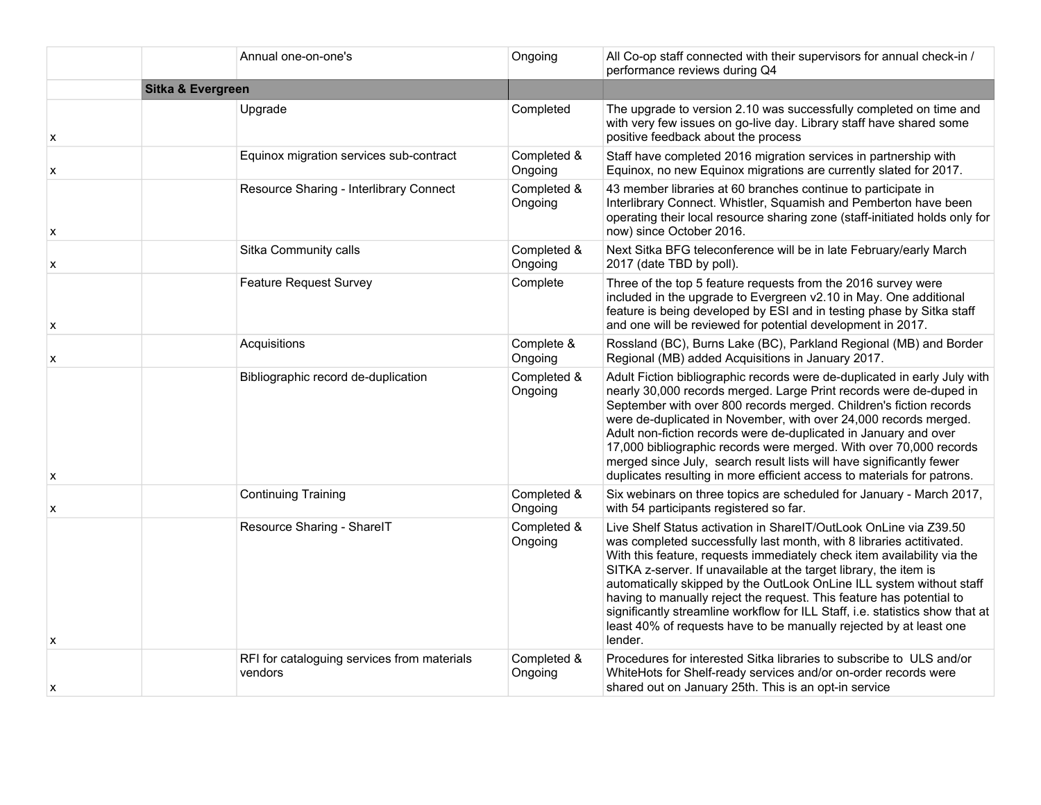| | | | | |
|---|---|---|---|---|
| | | Annual one-on-one's | Ongoing | All Co-op staff connected with their supervisors for annual check-in / performance reviews during Q4 |
| | **Sitka & Evergreen** | | | |
| x | | Upgrade | Completed | The upgrade to version 2.10 was successfully completed on time and with very few issues on go-live day. Library staff have shared some positive feedback about the process |
| x | | Equinox migration services sub-contract | Completed & Ongoing | Staff have completed 2016 migration services in partnership with Equinox, no new Equinox migrations are currently slated for 2017. |
| x | | Resource Sharing - Interlibrary Connect | Completed & Ongoing | 43 member libraries at 60 branches continue to participate in Interlibrary Connect. Whistler, Squamish and Pemberton have been operating their local resource sharing zone (staff-initiated holds only for now) since October 2016. |
| x | | Sitka Community calls | Completed & Ongoing | Next Sitka BFG teleconference will be in late February/early March 2017 (date TBD by poll). |
| x | | Feature Request Survey | Complete | Three of the top 5 feature requests from the 2016 survey were included in the upgrade to Evergreen v2.10 in May. One additional feature is being developed by ESI and in testing phase by Sitka staff and one will be reviewed for potential development in 2017. |
| x | | Acquisitions | Complete & Ongoing | Rossland (BC), Burns Lake (BC), Parkland Regional (MB) and Border Regional (MB) added Acquisitions in January 2017. |
| x | | Bibliographic record de-duplication | Completed & Ongoing | Adult Fiction bibliographic records were de-duplicated in early July with nearly 30,000 records merged. Large Print records were de-duped in September with over 800 records merged. Children's fiction records were de-duplicated in November, with over 24,000 records merged. Adult non-fiction records were de-duplicated in January and over 17,000 bibliographic records were merged. With over 70,000 records merged since July, search result lists will have significantly fewer duplicates resulting in more efficient access to materials for patrons. |
| x | | Continuing Training | Completed & Ongoing | Six webinars on three topics are scheduled for January - March 2017, with 54 participants registered so far. |
| x | | Resource Sharing - ShareIT | Completed & Ongoing | Live Shelf Status activation in ShareIT/OutLook OnLine via Z39.50 was completed successfully last month, with 8 libraries actitivated. With this feature, requests immediately check item availability via the SITKA z-server. If unavailable at the target library, the item is automatically skipped by the OutLook OnLine ILL system without staff having to manually reject the request. This feature has potential to significantly streamline workflow for ILL Staff, i.e. statistics show that at least 40% of requests have to be manually rejected by at least one lender. |
| x | | RFI for cataloguing services from materials vendors | Completed & Ongoing | Procedures for interested Sitka libraries to subscribe to ULS and/or WhiteHots for Shelf-ready services and/or on-order records were shared out on January 25th. This is an opt-in service |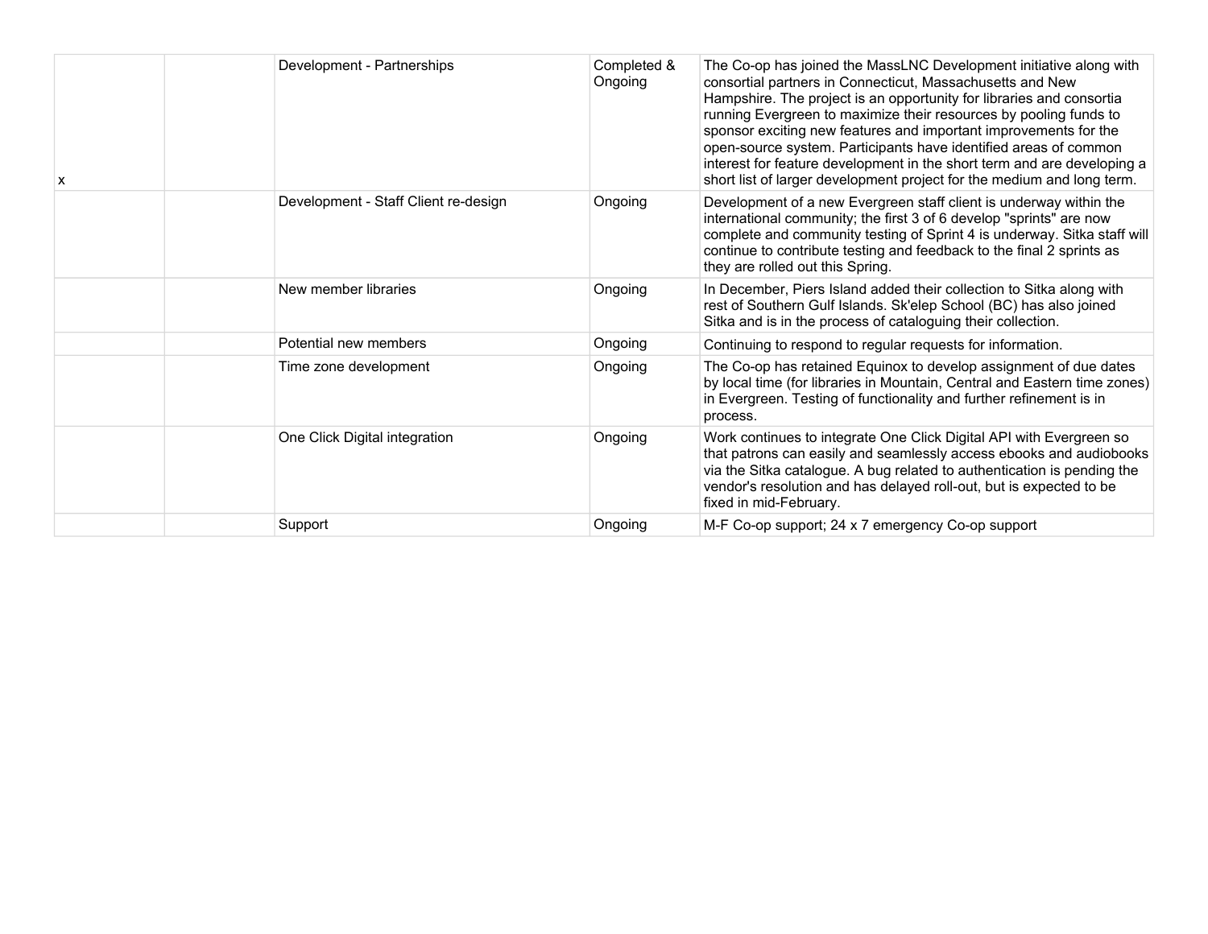| | | | | |
|---|---|---|---|---|
| x | | Development - Partnerships | Completed & Ongoing | The Co-op has joined the MassLNC Development initiative along with consortial partners in Connecticut, Massachusetts and New Hampshire. The project is an opportunity for libraries and consortia running Evergreen to maximize their resources by pooling funds to sponsor exciting new features and important improvements for the open-source system. Participants have identified areas of common interest for feature development in the short term and are developing a short list of larger development project for the medium and long term. |
| | | Development - Staff Client re-design | Ongoing | Development of a new Evergreen staff client is underway within the international community; the first 3 of 6 develop "sprints" are now complete and community testing of Sprint 4 is underway. Sitka staff will continue to contribute testing and feedback to the final 2 sprints as they are rolled out this Spring. |
| | | New member libraries | Ongoing | In December, Piers Island added their collection to Sitka along with rest of Southern Gulf Islands. Sk'elep School (BC) has also joined Sitka and is in the process of cataloguing their collection. |
| | | Potential new members | Ongoing | Continuing to respond to regular requests for information. |
| | | Time zone development | Ongoing | The Co-op has retained Equinox to develop assignment of due dates by local time (for libraries in Mountain, Central and Eastern time zones) in Evergreen. Testing of functionality and further refinement is in process. |
| | | One Click Digital integration | Ongoing | Work continues to integrate One Click Digital API with Evergreen so that patrons can easily and seamlessly access ebooks and audiobooks via the Sitka catalogue. A bug related to authentication is pending the vendor's resolution and has delayed roll-out, but is expected to be fixed in mid-February. |
| | | Support | Ongoing | M-F Co-op support; 24 x 7 emergency Co-op support |